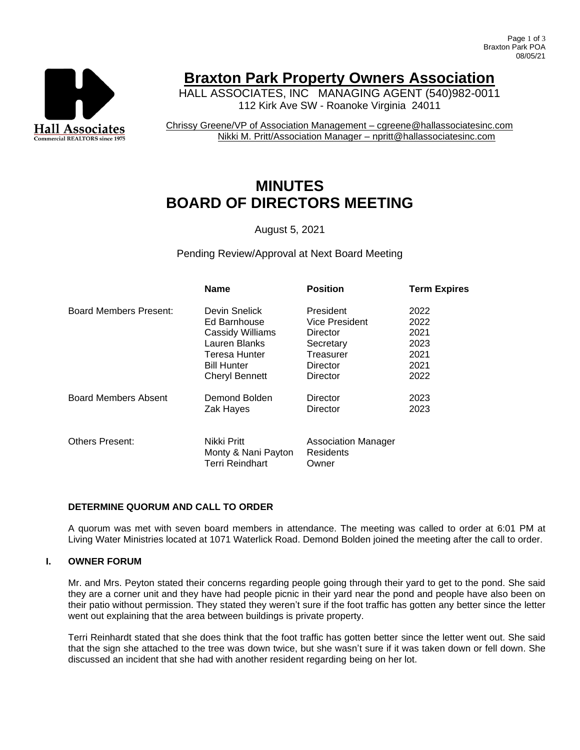# Braxton Park Property Owners Association

HALL ASSOCIATES, INC MANAGING AGENT (540)982-0011
112 Kirk Ave SW - Roanoke Virginia 24011

Chrissy Greene/VP of Association Management – cgreene@hallassociatesinc.com
Nikki M. Pritt/Association Manager – npritt@hallassociatesinc.com

# MINUTES
# BOARD OF DIRECTORS MEETING

August 5, 2021

Pending Review/Approval at Next Board Meeting

| | Name | Position | Term Expires |
|---|---|---|---|
| Board Members Present: | Devin Snelick | President | 2022 |
| | Ed Barnhouse | Vice President | 2022 |
| | Cassidy Williams | Director | 2021 |
| | Lauren Blanks | Secretary | 2023 |
| | Teresa Hunter | Treasurer | 2021 |
| | Bill Hunter | Director | 2021 |
| | Cheryl Bennett | Director | 2022 |
| Board Members Absent | Demond Bolden | Director | 2023 |
| | Zak Hayes | Director | 2023 |
| Others Present: | Nikki Pritt | Association Manager | |
| | Monty & Nani Payton | Residents | |
| | Terri Reindhart | Owner | |

### DETERMINE QUORUM AND CALL TO ORDER

A quorum was met with seven board members in attendance. The meeting was called to order at 6:01 PM at Living Water Ministries located at 1071 Waterlick Road. Demond Bolden joined the meeting after the call to order.

### I. OWNER FORUM

Mr. and Mrs. Peyton stated their concerns regarding people going through their yard to get to the pond. She said they are a corner unit and they have had people picnic in their yard near the pond and people have also been on their patio without permission. They stated they weren't sure if the foot traffic has gotten any better since the letter went out explaining that the area between buildings is private property.

Terri Reinhardt stated that she does think that the foot traffic has gotten better since the letter went out. She said that the sign she attached to the tree was down twice, but she wasn't sure if it was taken down or fell down. She discussed an incident that she had with another resident regarding being on her lot.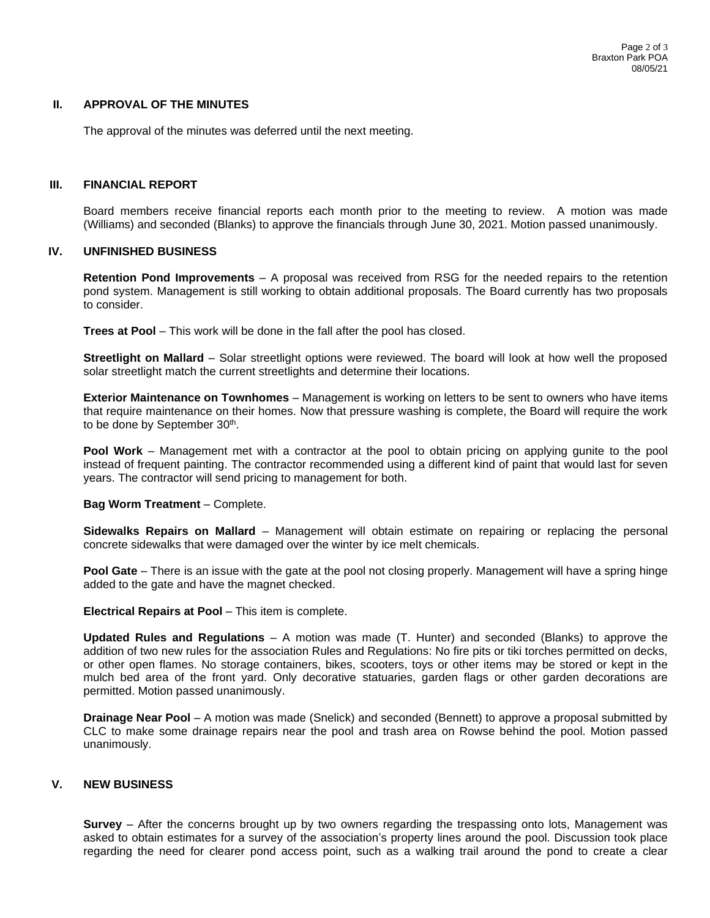## II. APPROVAL OF THE MINUTES

The approval of the minutes was deferred until the next meeting.

## III. FINANCIAL REPORT

Board members receive financial reports each month prior to the meeting to review. A motion was made (Williams) and seconded (Blanks) to approve the financials through June 30, 2021. Motion passed unanimously.

## IV. UNFINISHED BUSINESS

**Retention Pond Improvements** – A proposal was received from RSG for the needed repairs to the retention pond system. Management is still working to obtain additional proposals. The Board currently has two proposals to consider.

**Trees at Pool** – This work will be done in the fall after the pool has closed.

**Streetlight on Mallard** – Solar streetlight options were reviewed. The board will look at how well the proposed solar streetlight match the current streetlights and determine their locations.

**Exterior Maintenance on Townhomes** – Management is working on letters to be sent to owners who have items that require maintenance on their homes. Now that pressure washing is complete, the Board will require the work to be done by September 30th.

**Pool Work** – Management met with a contractor at the pool to obtain pricing on applying gunite to the pool instead of frequent painting. The contractor recommended using a different kind of paint that would last for seven years. The contractor will send pricing to management for both.

**Bag Worm Treatment** – Complete.

**Sidewalks Repairs on Mallard** – Management will obtain estimate on repairing or replacing the personal concrete sidewalks that were damaged over the winter by ice melt chemicals.

**Pool Gate** – There is an issue with the gate at the pool not closing properly. Management will have a spring hinge added to the gate and have the magnet checked.

**Electrical Repairs at Pool** – This item is complete.

**Updated Rules and Regulations** – A motion was made (T. Hunter) and seconded (Blanks) to approve the addition of two new rules for the association Rules and Regulations: No fire pits or tiki torches permitted on decks, or other open flames. No storage containers, bikes, scooters, toys or other items may be stored or kept in the mulch bed area of the front yard. Only decorative statuaries, garden flags or other garden decorations are permitted. Motion passed unanimously.

**Drainage Near Pool** – A motion was made (Snelick) and seconded (Bennett) to approve a proposal submitted by CLC to make some drainage repairs near the pool and trash area on Rowse behind the pool. Motion passed unanimously.

## V. NEW BUSINESS

**Survey** – After the concerns brought up by two owners regarding the trespassing onto lots, Management was asked to obtain estimates for a survey of the association's property lines around the pool. Discussion took place regarding the need for clearer pond access point, such as a walking trail around the pond to create a clear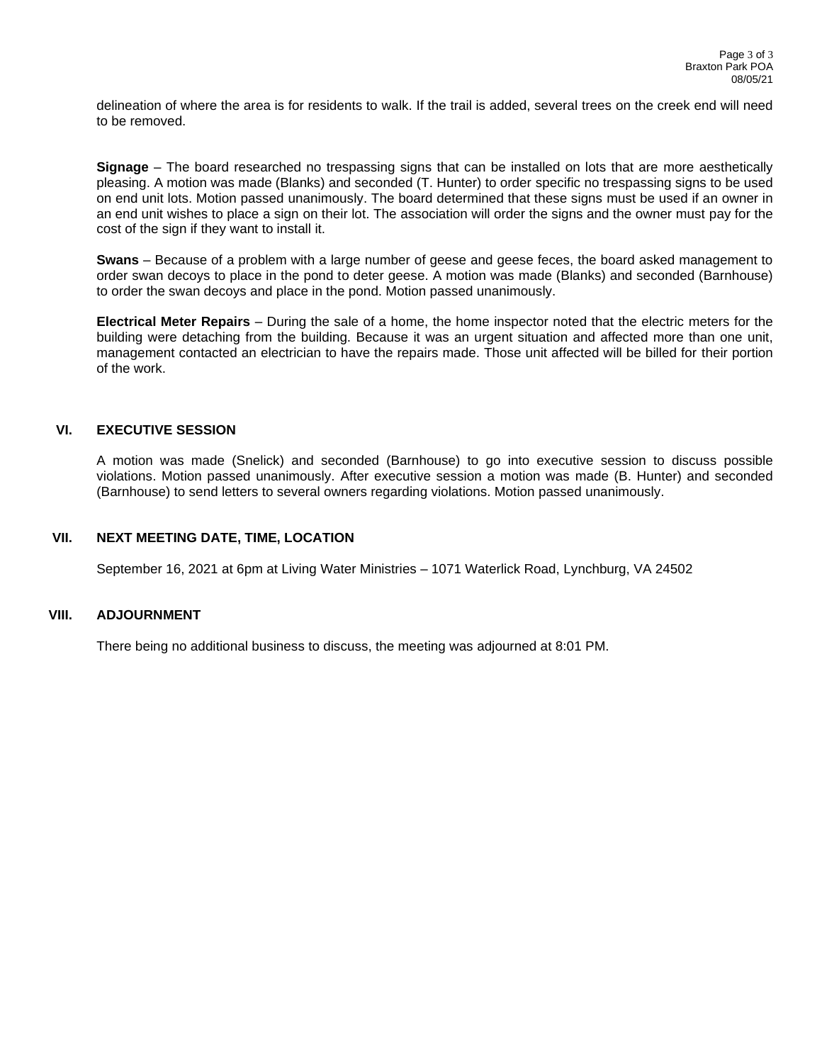delineation of where the area is for residents to walk. If the trail is added, several trees on the creek end will need to be removed.

**Signage** – The board researched no trespassing signs that can be installed on lots that are more aesthetically pleasing. A motion was made (Blanks) and seconded (T. Hunter) to order specific no trespassing signs to be used on end unit lots. Motion passed unanimously. The board determined that these signs must be used if an owner in an end unit wishes to place a sign on their lot. The association will order the signs and the owner must pay for the cost of the sign if they want to install it.

**Swans** – Because of a problem with a large number of geese and geese feces, the board asked management to order swan decoys to place in the pond to deter geese. A motion was made (Blanks) and seconded (Barnhouse) to order the swan decoys and place in the pond. Motion passed unanimously.

**Electrical Meter Repairs** – During the sale of a home, the home inspector noted that the electric meters for the building were detaching from the building. Because it was an urgent situation and affected more than one unit, management contacted an electrician to have the repairs made. Those unit affected will be billed for their portion of the work.

## VI. EXECUTIVE SESSION

A motion was made (Snelick) and seconded (Barnhouse) to go into executive session to discuss possible violations. Motion passed unanimously. After executive session a motion was made (B. Hunter) and seconded (Barnhouse) to send letters to several owners regarding violations. Motion passed unanimously.

## VII. NEXT MEETING DATE, TIME, LOCATION

September 16, 2021 at 6pm at Living Water Ministries – 1071 Waterlick Road, Lynchburg, VA 24502

## VIII. ADJOURNMENT

There being no additional business to discuss, the meeting was adjourned at 8:01 PM.